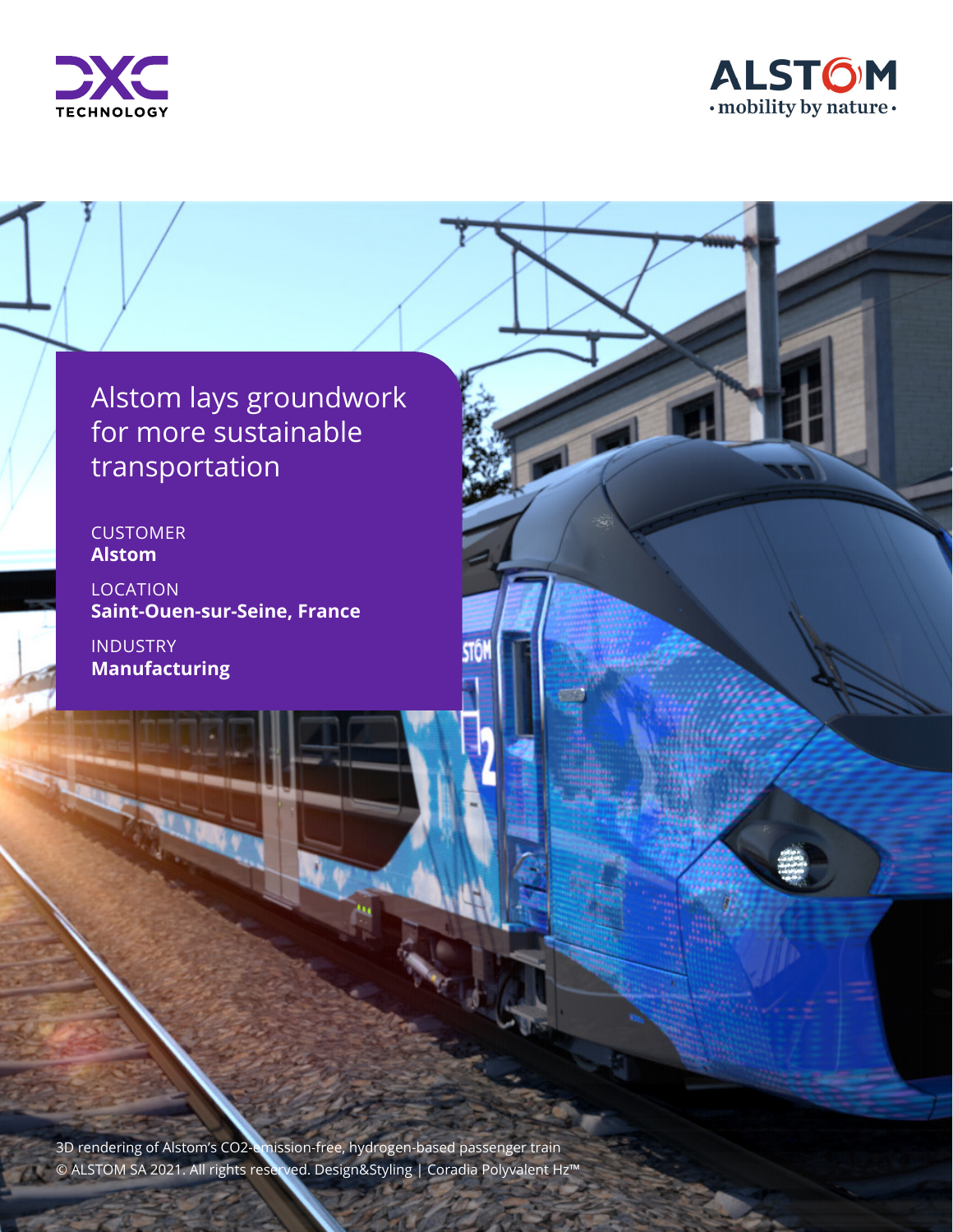# Alstom lays groundwork for more sustainable transportation

CUSTOMER
**Alstom**

LOCATION
**Saint-Ouen-sur-Seine, France**

INDUSTRY
**Manufacturing**

3D rendering of Alstom's CO2-emission-free, hydrogen-based passenger train
© ALSTOM SA 2021. All rights reserved. Design&Styling | Coradia Polyvalent Hz™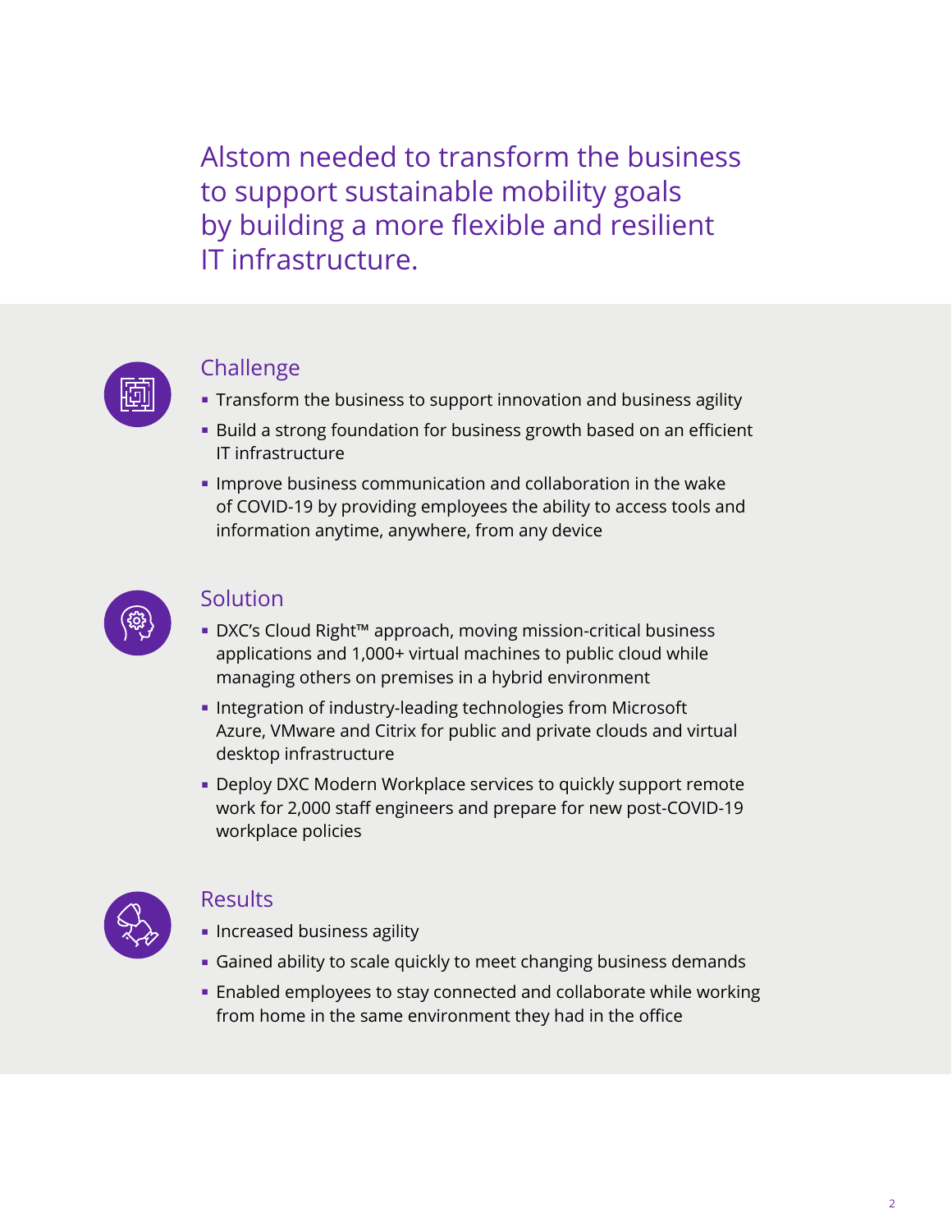Alstom needed to transform the business to support sustainable mobility goals by building a more flexible and resilient IT infrastructure.

## Challenge

- Transform the business to support innovation and business agility
- Build a strong foundation for business growth based on an efficient IT infrastructure
- Improve business communication and collaboration in the wake of COVID-19 by providing employees the ability to access tools and information anytime, anywhere, from any device

## Solution

- DXC's Cloud Right™ approach, moving mission-critical business applications and 1,000+ virtual machines to public cloud while managing others on premises in a hybrid environment
- Integration of industry-leading technologies from Microsoft Azure, VMware and Citrix for public and private clouds and virtual desktop infrastructure
- Deploy DXC Modern Workplace services to quickly support remote work for 2,000 staff engineers and prepare for new post-COVID-19 workplace policies

## Results

- Increased business agility
- Gained ability to scale quickly to meet changing business demands
- Enabled employees to stay connected and collaborate while working from home in the same environment they had in the office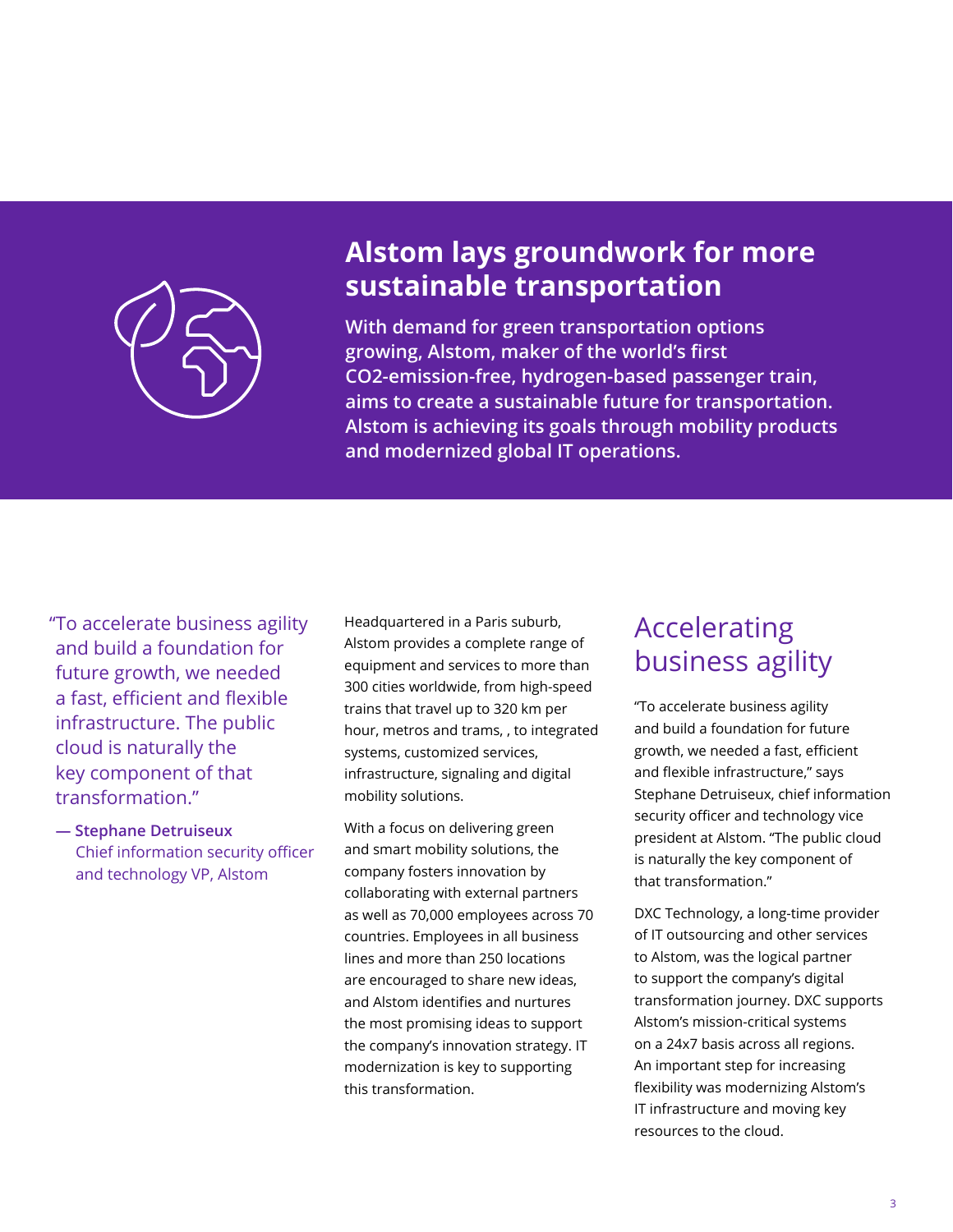# Alstom lays groundwork for more sustainable transportation

**With demand for green transportation options growing, Alstom, maker of the world's first CO2-emission-free, hydrogen-based passenger train, aims to create a sustainable future for transportation. Alstom is achieving its goals through mobility products and modernized global IT operations.**

"To accelerate business agility and build a foundation for future growth, we needed a fast, efficient and flexible infrastructure. The public cloud is naturally the key component of that transformation."

— **Stephane Detruiseux**
Chief information security officer and technology VP, Alstom

Headquartered in a Paris suburb, Alstom provides a complete range of equipment and services to more than 300 cities worldwide, from high-speed trains that travel up to 320 km per hour, metros and trams, , to integrated systems, customized services, infrastructure, signaling and digital mobility solutions.

With a focus on delivering green and smart mobility solutions, the company fosters innovation by collaborating with external partners as well as 70,000 employees across 70 countries. Employees in all business lines and more than 250 locations are encouraged to share new ideas, and Alstom identifies and nurtures the most promising ideas to support the company's innovation strategy. IT modernization is key to supporting this transformation.

## Accelerating business agility

"To accelerate business agility and build a foundation for future growth, we needed a fast, efficient and flexible infrastructure," says Stephane Detruiseux, chief information security officer and technology vice president at Alstom. "The public cloud is naturally the key component of that transformation."

DXC Technology, a long-time provider of IT outsourcing and other services to Alstom, was the logical partner to support the company's digital transformation journey. DXC supports Alstom's mission-critical systems on a 24x7 basis across all regions. An important step for increasing flexibility was modernizing Alstom's IT infrastructure and moving key resources to the cloud.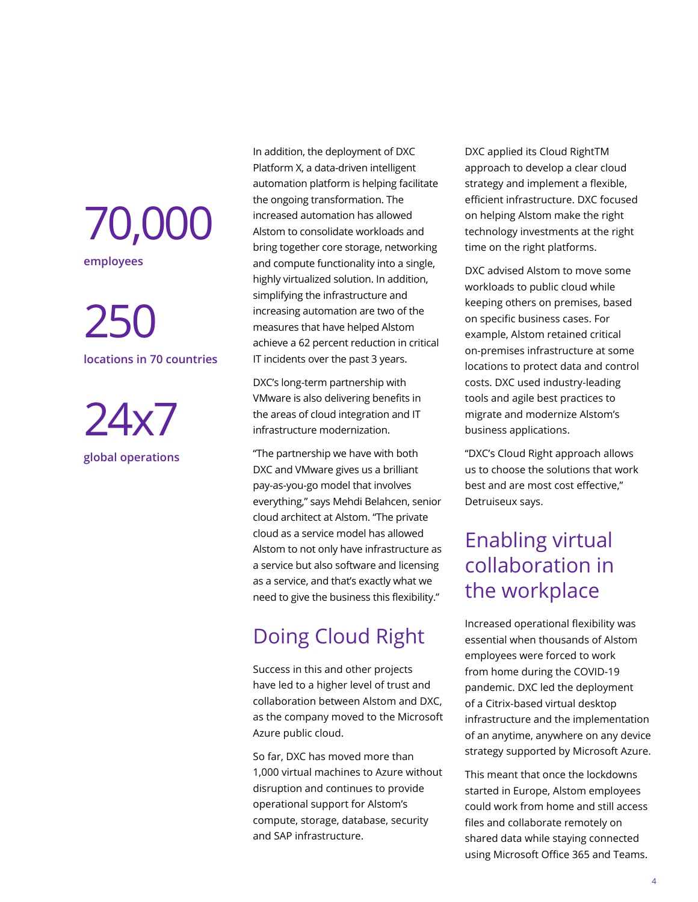**70,000**

**employees**

**250**

**locations in 70 countries**

**24x7**

**global operations**

In addition, the deployment of DXC Platform X, a data-driven intelligent automation platform is helping facilitate the ongoing transformation. The increased automation has allowed Alstom to consolidate workloads and bring together core storage, networking and compute functionality into a single, highly virtualized solution. In addition, simplifying the infrastructure and increasing automation are two of the measures that have helped Alstom achieve a 62 percent reduction in critical IT incidents over the past 3 years.

DXC's long-term partnership with VMware is also delivering benefits in the areas of cloud integration and IT infrastructure modernization.

"The partnership we have with both DXC and VMware gives us a brilliant pay-as-you-go model that involves everything," says Mehdi Belahcen, senior cloud architect at Alstom. "The private cloud as a service model has allowed Alstom to not only have infrastructure as a service but also software and licensing as a service, and that's exactly what we need to give the business this flexibility."

## Doing Cloud Right

Success in this and other projects have led to a higher level of trust and collaboration between Alstom and DXC, as the company moved to the Microsoft Azure public cloud.

So far, DXC has moved more than 1,000 virtual machines to Azure without disruption and continues to provide operational support for Alstom's compute, storage, database, security and SAP infrastructure.

DXC applied its Cloud RightTM approach to develop a clear cloud strategy and implement a flexible, efficient infrastructure. DXC focused on helping Alstom make the right technology investments at the right time on the right platforms.

DXC advised Alstom to move some workloads to public cloud while keeping others on premises, based on specific business cases. For example, Alstom retained critical on-premises infrastructure at some locations to protect data and control costs. DXC used industry-leading tools and agile best practices to migrate and modernize Alstom's business applications.

"DXC's Cloud Right approach allows us to choose the solutions that work best and are most cost effective," Detruiseux says.

## Enabling virtual collaboration in the workplace

Increased operational flexibility was essential when thousands of Alstom employees were forced to work from home during the COVID-19 pandemic. DXC led the deployment of a Citrix-based virtual desktop infrastructure and the implementation of an anytime, anywhere on any device strategy supported by Microsoft Azure.

This meant that once the lockdowns started in Europe, Alstom employees could work from home and still access files and collaborate remotely on shared data while staying connected using Microsoft Office 365 and Teams.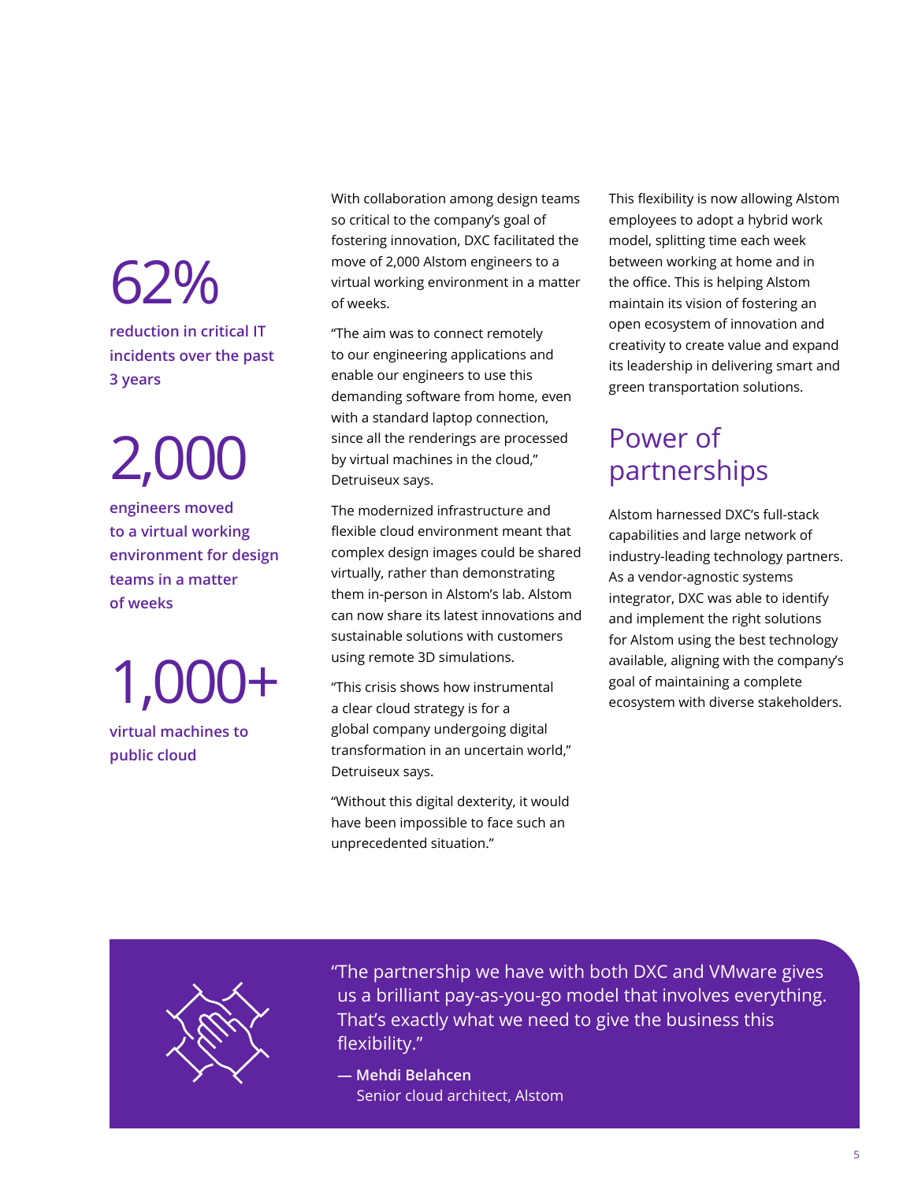**62%**

**reduction in critical IT incidents over the past 3 years**

**2,000**

**engineers moved to a virtual working environment for design teams in a matter of weeks**

**1,000+**

**virtual machines to public cloud**

With collaboration among design teams so critical to the company's goal of fostering innovation, DXC facilitated the move of 2,000 Alstom engineers to a virtual working environment in a matter of weeks.

"The aim was to connect remotely to our engineering applications and enable our engineers to use this demanding software from home, even with a standard laptop connection, since all the renderings are processed by virtual machines in the cloud," Detruiseux says.

The modernized infrastructure and flexible cloud environment meant that complex design images could be shared virtually, rather than demonstrating them in-person in Alstom's lab. Alstom can now share its latest innovations and sustainable solutions with customers using remote 3D simulations.

"This crisis shows how instrumental a clear cloud strategy is for a global company undergoing digital transformation in an uncertain world," Detruiseux says.

"Without this digital dexterity, it would have been impossible to face such an unprecedented situation."

This flexibility is now allowing Alstom employees to adopt a hybrid work model, splitting time each week between working at home and in the office. This is helping Alstom maintain its vision of fostering an open ecosystem of innovation and creativity to create value and expand its leadership in delivering smart and green transportation solutions.

## Power of partnerships

Alstom harnessed DXC's full-stack capabilities and large network of industry-leading technology partners. As a vendor-agnostic systems integrator, DXC was able to identify and implement the right solutions for Alstom using the best technology available, aligning with the company's goal of maintaining a complete ecosystem with diverse stakeholders.

> "The partnership we have with both DXC and VMware gives us a brilliant pay-as-you-go model that involves everything. That's exactly what we need to give the business this flexibility."
>
> — **Mehdi Belahcen**
> Senior cloud architect, Alstom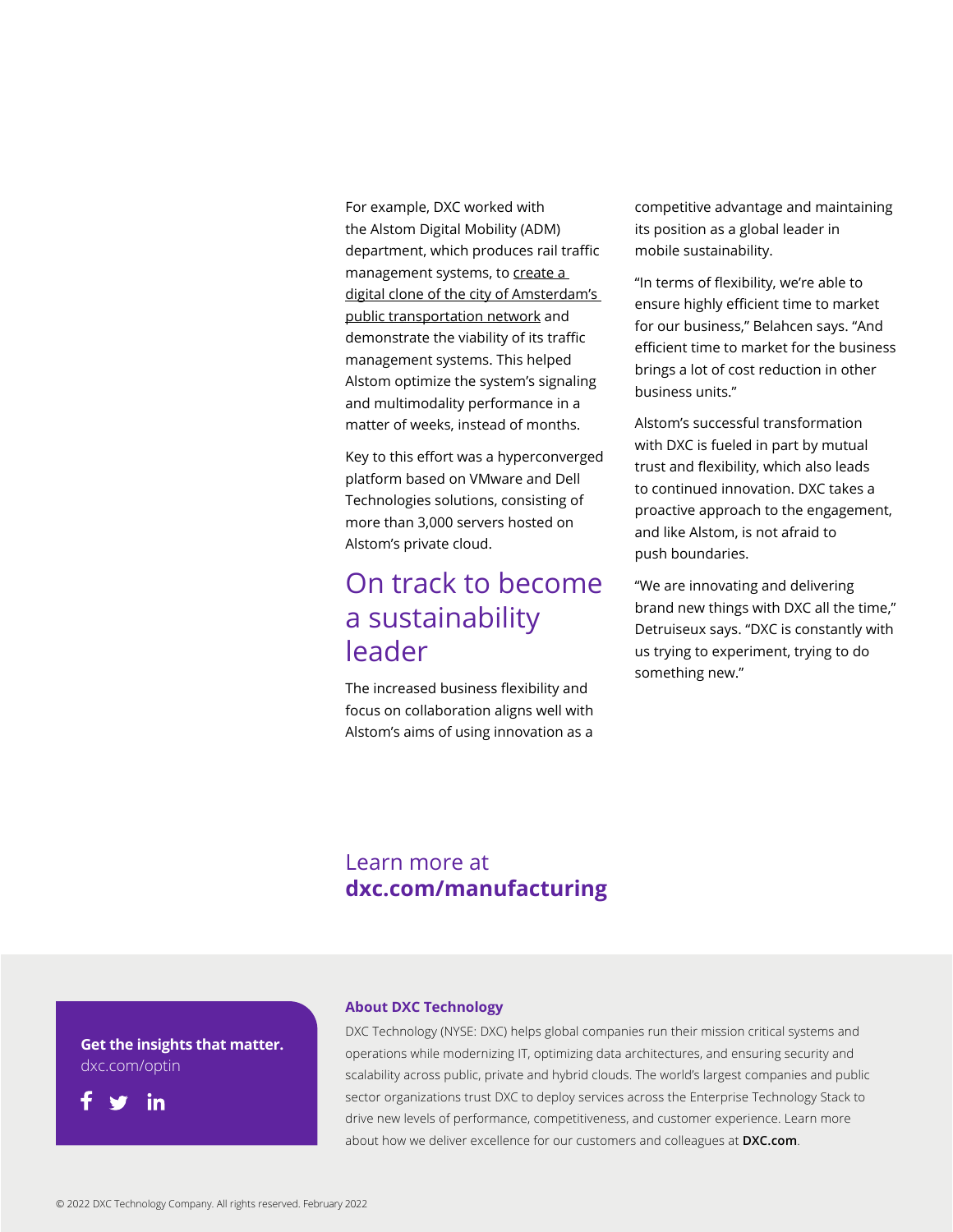For example, DXC worked with the Alstom Digital Mobility (ADM) department, which produces rail traffic management systems, to create a digital clone of the city of Amsterdam's public transportation network and demonstrate the viability of its traffic management systems. This helped Alstom optimize the system's signaling and multimodality performance in a matter of weeks, instead of months.

Key to this effort was a hyperconverged platform based on VMware and Dell Technologies solutions, consisting of more than 3,000 servers hosted on Alstom's private cloud.

## On track to become a sustainability leader

The increased business flexibility and focus on collaboration aligns well with Alstom's aims of using innovation as a competitive advantage and maintaining its position as a global leader in mobile sustainability.

"In terms of flexibility, we're able to ensure highly efficient time to market for our business," Belahcen says. "And efficient time to market for the business brings a lot of cost reduction in other business units."

Alstom's successful transformation with DXC is fueled in part by mutual trust and flexibility, which also leads to continued innovation. DXC takes a proactive approach to the engagement, and like Alstom, is not afraid to push boundaries.

"We are innovating and delivering brand new things with DXC all the time," Detruiseux says. "DXC is constantly with us trying to experiment, trying to do something new."

Learn more at
**dxc.com/manufacturing**

**Get the insights that matter.**
dxc.com/optin

**About DXC Technology**

DXC Technology (NYSE: DXC) helps global companies run their mission critical systems and operations while modernizing IT, optimizing data architectures, and ensuring security and scalability across public, private and hybrid clouds. The world's largest companies and public sector organizations trust DXC to deploy services across the Enterprise Technology Stack to drive new levels of performance, competitiveness, and customer experience. Learn more about how we deliver excellence for our customers and colleagues at **DXC.com**.

© 2022 DXC Technology Company. All rights reserved. February 2022